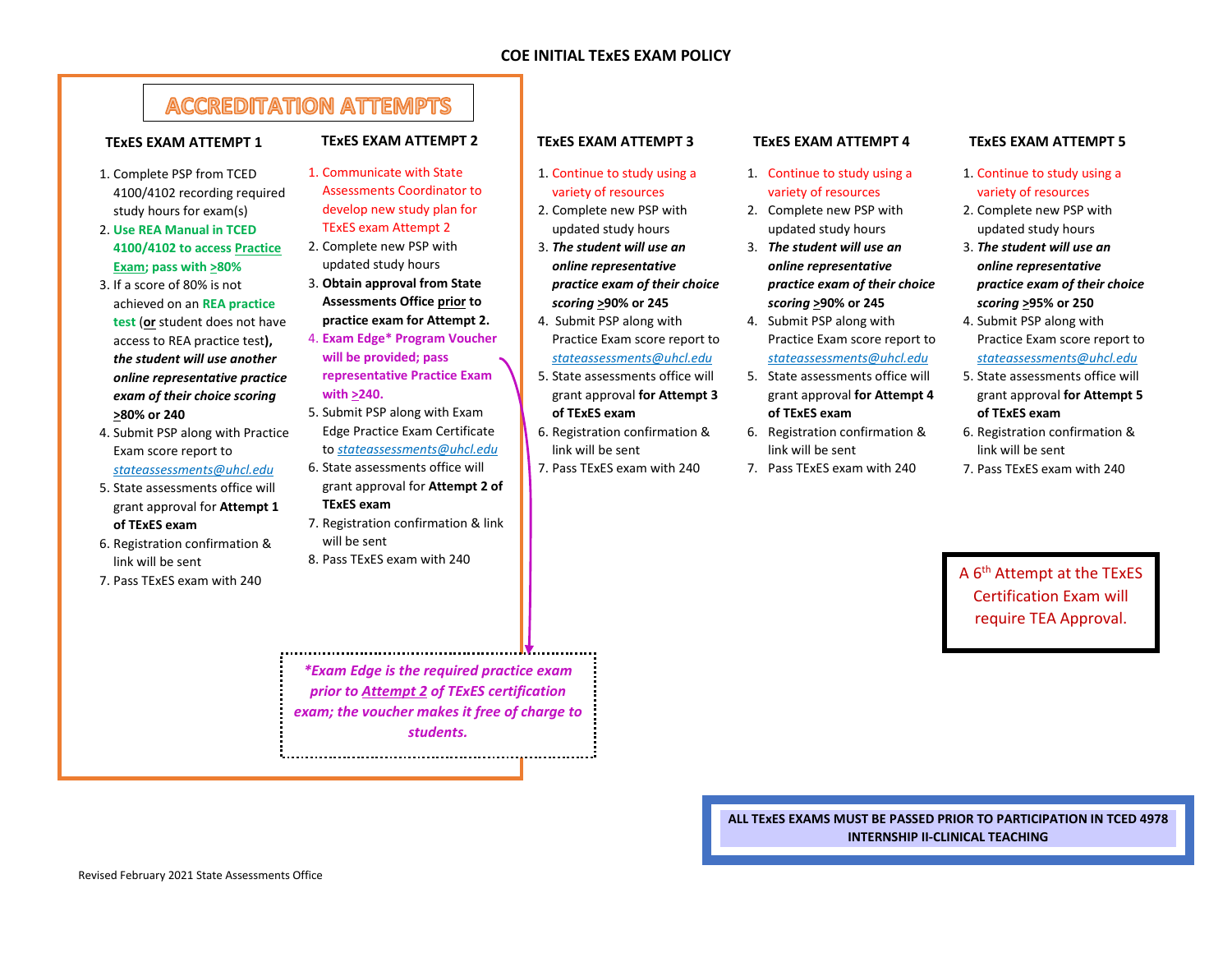# COE INITIAL TEXES EXAM POLICY

## ACCREDITATION ATTEMPTS

### TExES EXAM ATTEMPT 1

1. Complete PSP from TCED 4100/4102 recording required study hours for exam(s)
2. **Use REA Manual in TCED 4100/4102 to access Practice Exam; pass with ≥80%**
3. If a score of 80% is not achieved on an **REA practice test** (**or** student does not have access to REA practice test**)**, ***the student will use another online representative practice exam of their choice scoring ≥80% or 240***
4. Submit PSP along with Practice Exam score report to stateassessments@uhcl.edu
5. State assessments office will grant approval for **Attempt 1 of TExES exam**
6. Registration confirmation & link will be sent
7. Pass TExES exam with 240

### TExES EXAM ATTEMPT 2

1. Communicate with State Assessments Coordinator to develop new study plan for TExES exam Attempt 2
2. Complete new PSP with updated study hours
3. **Obtain approval from State Assessments Office prior to practice exam for Attempt 2.**
4. **Exam Edge* Program Voucher will be provided; pass representative Practice Exam with ≥240.**
5. Submit PSP along with Exam Edge Practice Exam Certificate to stateassessments@uhcl.edu
6. State assessments office will grant approval for **Attempt 2 of TExES exam**
7. Registration confirmation & link will be sent
8. Pass TExES exam with 240

***\*Exam Edge is the required practice exam prior to Attempt 2 of TExES certification exam; the voucher makes it free of charge to students.***

### TExES EXAM ATTEMPT 3

1. Continue to study using a variety of resources
2. Complete new PSP with updated study hours
3. ***The student will use an online representative practice exam of their choice scoring ≥90% or 245***
4. Submit PSP along with Practice Exam score report to stateassessments@uhcl.edu
5. State assessments office will grant approval **for Attempt 3 of TExES exam**
6. Registration confirmation & link will be sent
7. Pass TExES exam with 240

### TExES EXAM ATTEMPT 4

1. Continue to study using a variety of resources
2. Complete new PSP with updated study hours
3. ***The student will use an online representative practice exam of their choice scoring ≥90% or 245***
4. Submit PSP along with Practice Exam score report to stateassessments@uhcl.edu
5. State assessments office will grant approval **for Attempt 4 of TExES exam**
6. Registration confirmation & link will be sent
7. Pass TExES exam with 240

### TExES EXAM ATTEMPT 5

1. Continue to study using a variety of resources
2. Complete new PSP with updated study hours
3. ***The student will use an online representative practice exam of their choice scoring ≥95% or 250***
4. Submit PSP along with Practice Exam score report to stateassessments@uhcl.edu
5. State assessments office will grant approval **for Attempt 5 of TExES exam**
6. Registration confirmation & link will be sent
7. Pass TExES exam with 240

A 6th Attempt at the TExES Certification Exam will require TEA Approval.

**ALL TExES EXAMS MUST BE PASSED PRIOR TO PARTICIPATION IN TCED 4978 INTERNSHIP II-CLINICAL TEACHING**

Revised February 2021 State Assessments Office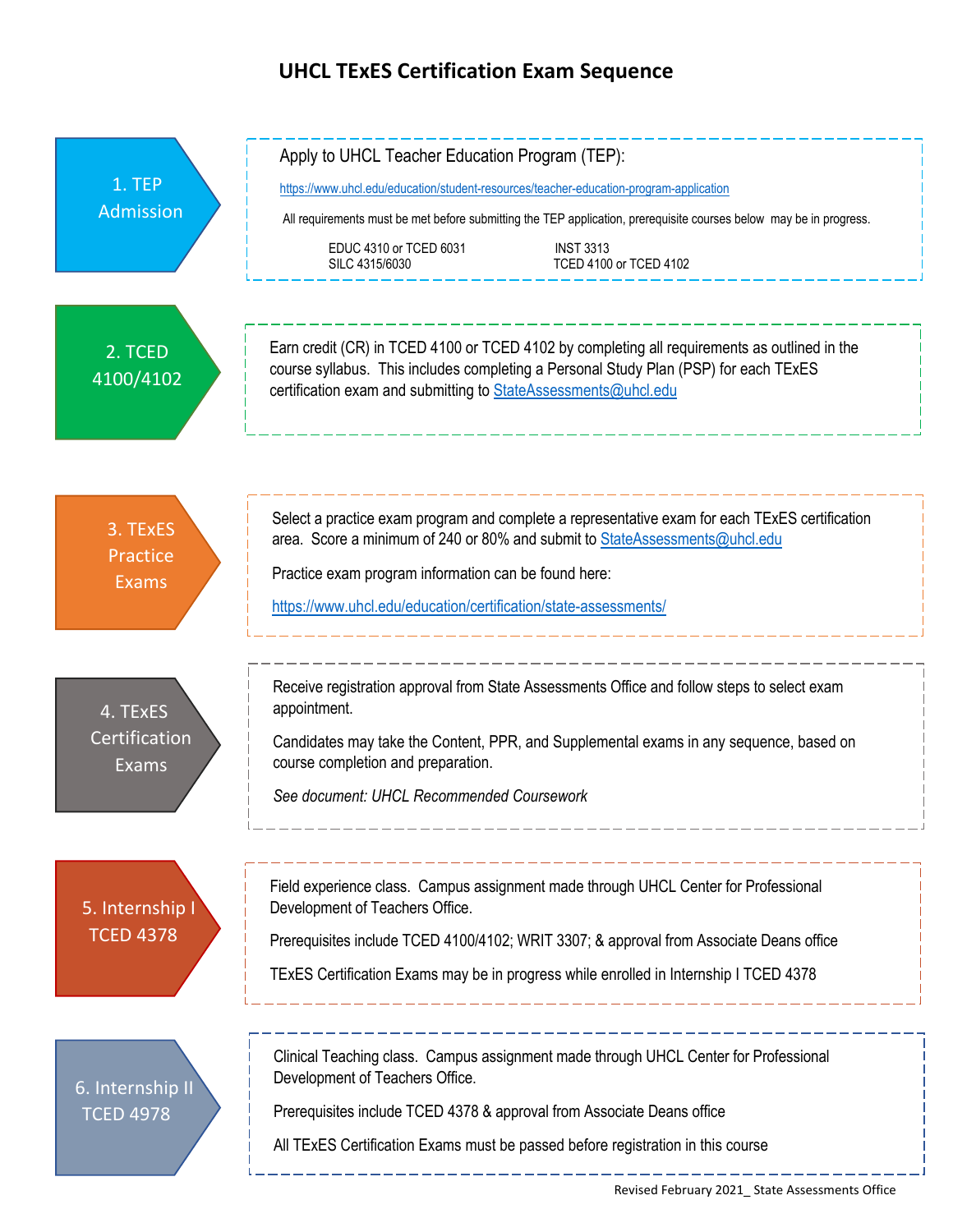# UHCL TExES Certification Exam Sequence

## 1. TEP Admission

Apply to UHCL Teacher Education Program (TEP):

https://www.uhcl.edu/education/student-resources/teacher-education-program-application

All requirements must be met before submitting the TEP application, prerequisite courses below may be in progress.

- EDUC 4310 or TCED 6031
- INST 3313
- SILC 4315/6030
- TCED 4100 or TCED 4102

## 2. TCED 4100/4102

Earn credit (CR) in TCED 4100 or TCED 4102 by completing all requirements as outlined in the course syllabus. This includes completing a Personal Study Plan (PSP) for each TExES certification exam and submitting to StateAssessments@uhcl.edu

## 3. TExES Practice Exams

Select a practice exam program and complete a representative exam for each TExES certification area. Score a minimum of 240 or 80% and submit to StateAssessments@uhcl.edu

Practice exam program information can be found here:

https://www.uhcl.edu/education/certification/state-assessments/

## 4. TExES Certification Exams

Receive registration approval from State Assessments Office and follow steps to select exam appointment.

Candidates may take the Content, PPR, and Supplemental exams in any sequence, based on course completion and preparation.

*See document: UHCL Recommended Coursework*

## 5. Internship I TCED 4378

Field experience class. Campus assignment made through UHCL Center for Professional Development of Teachers Office.

Prerequisites include TCED 4100/4102; WRIT 3307; & approval from Associate Deans office

TExES Certification Exams may be in progress while enrolled in Internship I TCED 4378

## 6. Internship II TCED 4978

Clinical Teaching class. Campus assignment made through UHCL Center for Professional Development of Teachers Office.

Prerequisites include TCED 4378 & approval from Associate Deans office

All TExES Certification Exams must be passed before registration in this course

Revised February 2021_ State Assessments Office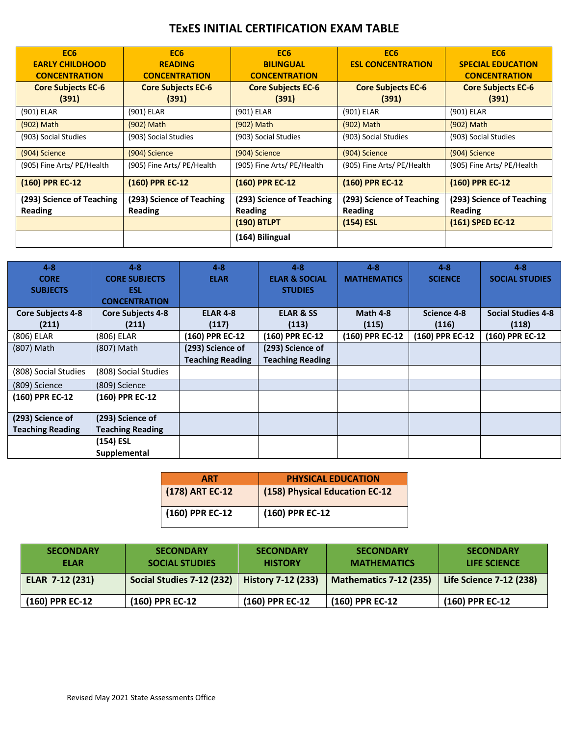# TExES INITIAL CERTIFICATION EXAM TABLE

| EC6 EARLY CHILDHOOD CONCENTRATION | EC6 READING CONCENTRATION | EC6 BILINGUAL CONCENTRATION | EC6 ESL CONCENTRATION | EC6 SPECIAL EDUCATION CONCENTRATION |
|---|---|---|---|---|
| **Core Subjects EC-6 (391)** | **Core Subjects EC-6 (391)** | **Core Subjects EC-6 (391)** | **Core Subjects EC-6 (391)** | **Core Subjects EC-6 (391)** |
| (901) ELAR | (901) ELAR | (901) ELAR | (901) ELAR | (901) ELAR |
| (902) Math | (902) Math | (902) Math | (902) Math | (902) Math |
| (903) Social Studies | (903) Social Studies | (903) Social Studies | (903) Social Studies | (903) Social Studies |
| (904) Science | (904) Science | (904) Science | (904) Science | (904) Science |
| (905) Fine Arts/ PE/Health | (905) Fine Arts/ PE/Health | (905) Fine Arts/ PE/Health | (905) Fine Arts/ PE/Health | (905) Fine Arts/ PE/Health |
| **(160) PPR EC-12** | **(160) PPR EC-12** | **(160) PPR EC-12** | **(160) PPR EC-12** | **(160) PPR EC-12** |
| **(293) Science of Teaching Reading** | **(293) Science of Teaching Reading** | **(293) Science of Teaching Reading** | **(293) Science of Teaching Reading** | **(293) Science of Teaching Reading** |
| | | **(190) BTLPT** | **(154) ESL** | **(161) SPED EC-12** |
| | | **(164) Bilingual** | | |

| 4-8 CORE SUBJECTS | 4-8 CORE SUBJECTS ESL CONCENTRATION | 4-8 ELAR | 4-8 ELAR & SOCIAL STUDIES | 4-8 MATHEMATICS | 4-8 SCIENCE | 4-8 SOCIAL STUDIES |
|---|---|---|---|---|---|---|
| **Core Subjects 4-8 (211)** | **Core Subjects 4-8 (211)** | **ELAR 4-8 (117)** | **ELAR & SS (113)** | **Math 4-8 (115)** | **Science 4-8 (116)** | **Social Studies 4-8 (118)** |
| (806) ELAR | (806) ELAR | **(160) PPR EC-12** | **(160) PPR EC-12** | **(160) PPR EC-12** | **(160) PPR EC-12** | **(160) PPR EC-12** |
| (807) Math | (807) Math | **(293) Science of Teaching Reading** | **(293) Science of Teaching Reading** | | | |
| (808) Social Studies | (808) Social Studies | | | | | |
| (809) Science | (809) Science | | | | | |
| **(160) PPR EC-12** | **(160) PPR EC-12** | | | | | |
| **(293) Science of Teaching Reading** | **(293) Science of Teaching Reading** | | | | | |
| | **(154) ESL Supplemental** | | | | | |

| ART | PHYSICAL EDUCATION |
|---|---|
| **(178) ART EC-12** | **(158) Physical Education EC-12** |
| **(160) PPR EC-12** | **(160) PPR EC-12** |

| SECONDARY ELAR | SECONDARY SOCIAL STUDIES | SECONDARY HISTORY | SECONDARY MATHEMATICS | SECONDARY LIFE SCIENCE |
|---|---|---|---|---|
| **ELAR 7-12 (231)** | **Social Studies 7-12 (232)** | **History 7-12 (233)** | **Mathematics 7-12 (235)** | **Life Science 7-12 (238)** |
| **(160) PPR EC-12** | **(160) PPR EC-12** | **(160) PPR EC-12** | **(160) PPR EC-12** | **(160) PPR EC-12** |

Revised May 2021 State Assessments Office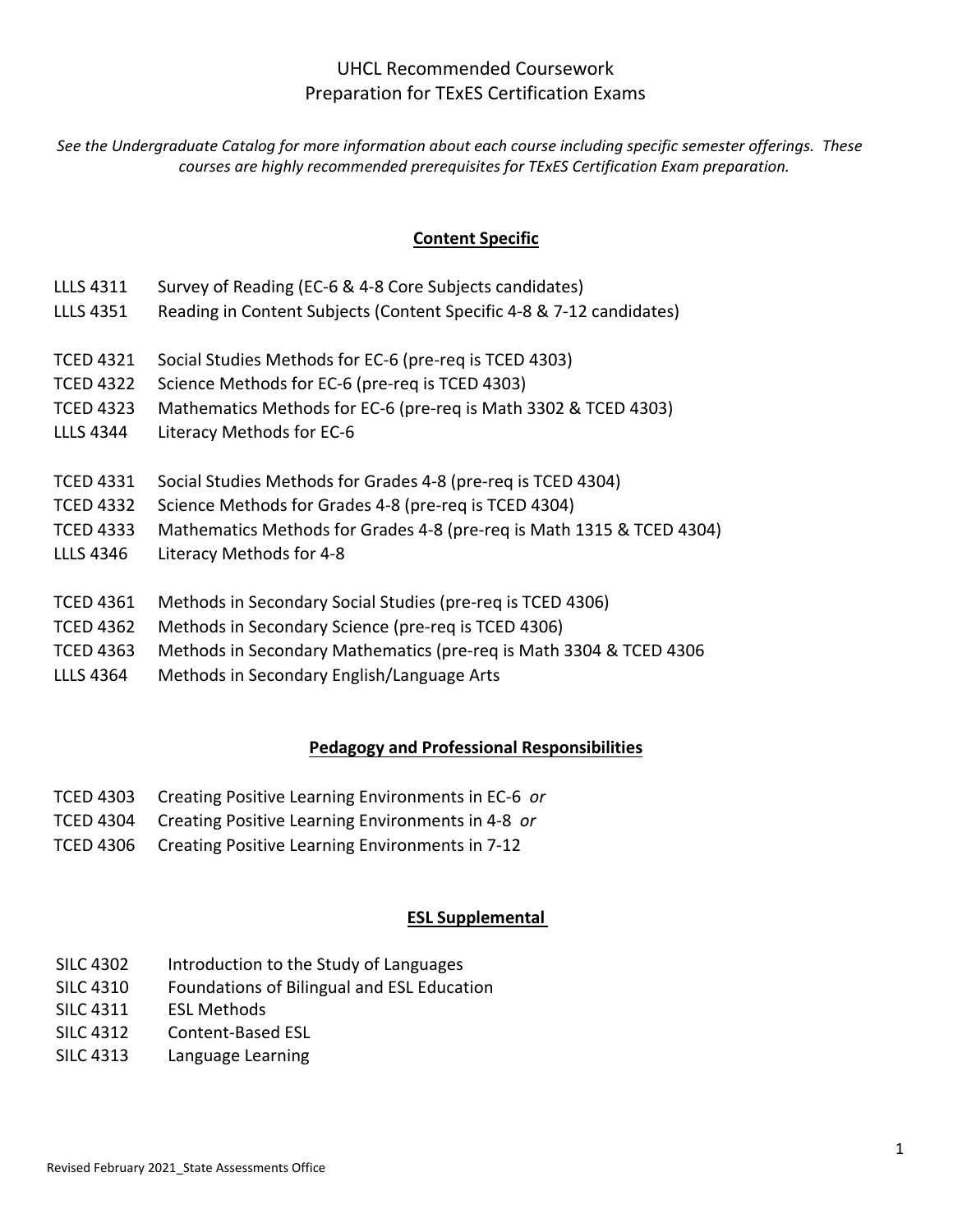# UHCL Recommended Coursework
# Preparation for TExES Certification Exams

*See the Undergraduate Catalog for more information about each course including specific semester offerings. These courses are highly recommended prerequisites for TExES Certification Exam preparation.*

## Content Specific

LLLS 4311 Survey of Reading (EC-6 & 4-8 Core Subjects candidates)
LLLS 4351 Reading in Content Subjects (Content Specific 4-8 & 7-12 candidates)

TCED 4321 Social Studies Methods for EC-6 (pre-req is TCED 4303)
TCED 4322 Science Methods for EC-6 (pre-req is TCED 4303)
TCED 4323 Mathematics Methods for EC-6 (pre-req is Math 3302 & TCED 4303)
LLLS 4344 Literacy Methods for EC-6

TCED 4331 Social Studies Methods for Grades 4-8 (pre-req is TCED 4304)
TCED 4332 Science Methods for Grades 4-8 (pre-req is TCED 4304)
TCED 4333 Mathematics Methods for Grades 4-8 (pre-req is Math 1315 & TCED 4304)
LLLS 4346 Literacy Methods for 4-8

TCED 4361 Methods in Secondary Social Studies (pre-req is TCED 4306)
TCED 4362 Methods in Secondary Science (pre-req is TCED 4306)
TCED 4363 Methods in Secondary Mathematics (pre-req is Math 3304 & TCED 4306
LLLS 4364 Methods in Secondary English/Language Arts

## Pedagogy and Professional Responsibilities

TCED 4303 Creating Positive Learning Environments in EC-6 *or*
TCED 4304 Creating Positive Learning Environments in 4-8 *or*
TCED 4306 Creating Positive Learning Environments in 7-12

## ESL Supplemental

SILC 4302 Introduction to the Study of Languages
SILC 4310 Foundations of Bilingual and ESL Education
SILC 4311 ESL Methods
SILC 4312 Content-Based ESL
SILC 4313 Language Learning

Revised February 2021_State Assessments Office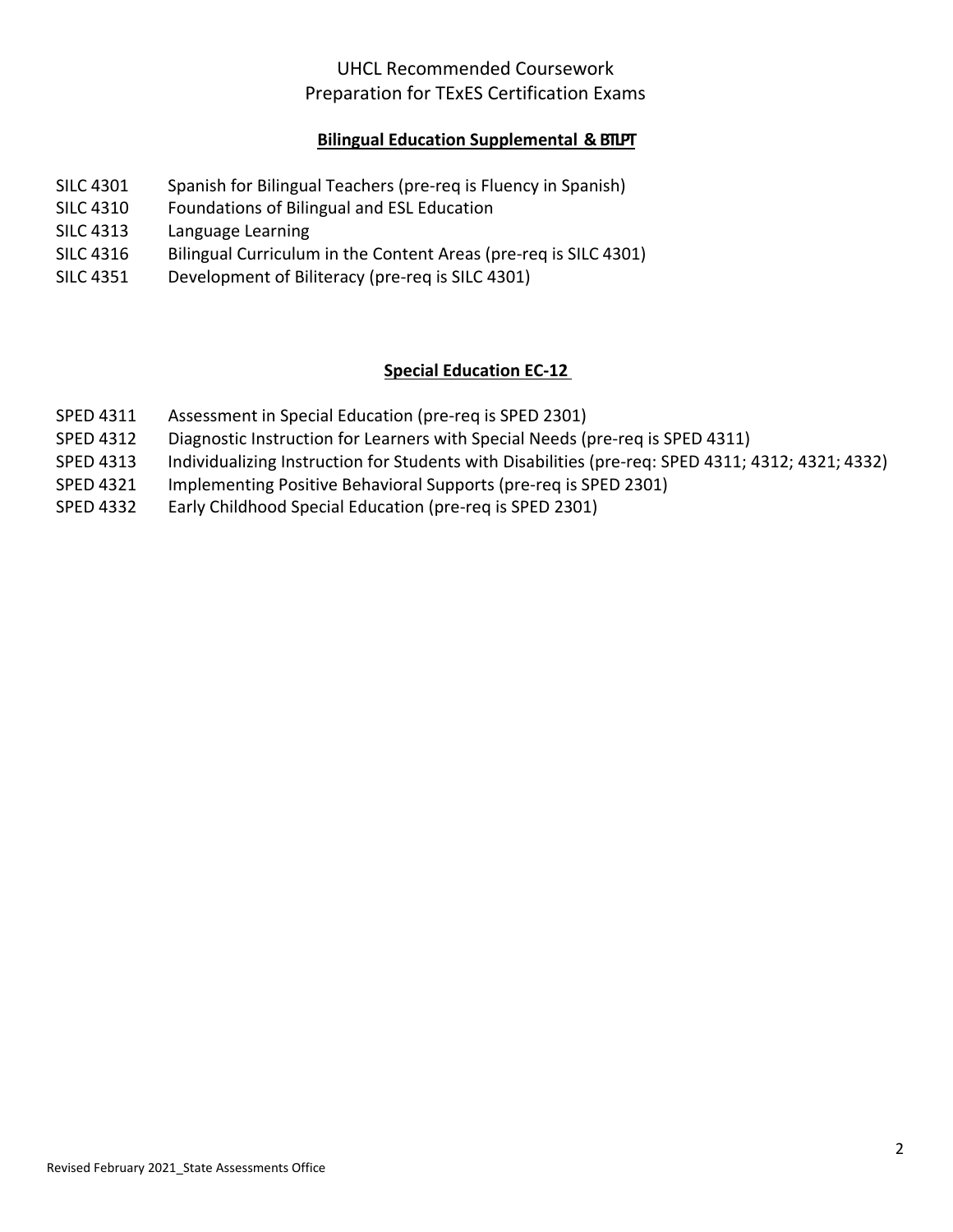# UHCL Recommended Coursework
# Preparation for TExES Certification Exams

## Bilingual Education Supplemental & BTLPT

- SILC 4301 Spanish for Bilingual Teachers (pre-req is Fluency in Spanish)
- SILC 4310 Foundations of Bilingual and ESL Education
- SILC 4313 Language Learning
- SILC 4316 Bilingual Curriculum in the Content Areas (pre-req is SILC 4301)
- SILC 4351 Development of Biliteracy (pre-req is SILC 4301)

## Special Education EC-12

- SPED 4311 Assessment in Special Education (pre-req is SPED 2301)
- SPED 4312 Diagnostic Instruction for Learners with Special Needs (pre-req is SPED 4311)
- SPED 4313 Individualizing Instruction for Students with Disabilities (pre-req: SPED 4311; 4312; 4321; 4332)
- SPED 4321 Implementing Positive Behavioral Supports (pre-req is SPED 2301)
- SPED 4332 Early Childhood Special Education (pre-req is SPED 2301)

Revised February 2021_State Assessments Office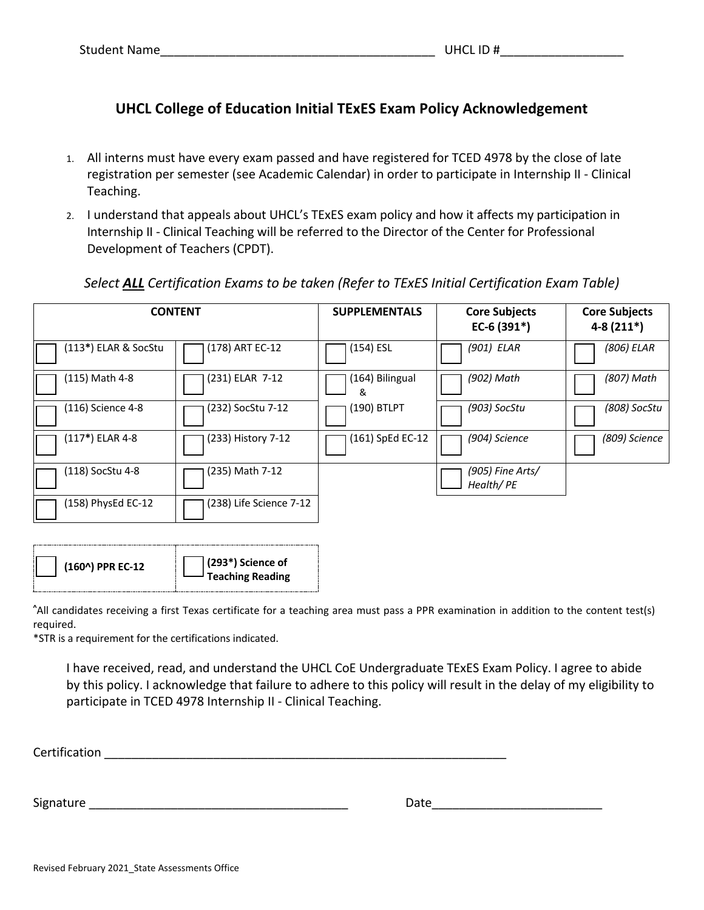Student Name_______________________________________ UHCL ID #_________________

## UHCL College of Education Initial TExES Exam Policy Acknowledgement

1. All interns must have every exam passed and have registered for TCED 4978 by the close of late registration per semester (see Academic Calendar) in order to participate in Internship II - Clinical Teaching.
2. I understand that appeals about UHCL's TExES exam policy and how it affects my participation in Internship II - Clinical Teaching will be referred to the Director of the Center for Professional Development of Teachers (CPDT).

*Select **ALL** Certification Exams to be taken (Refer to TExES Initial Certification Exam Table)*

| CONTENT | | SUPPLEMENTALS | Core Subjects EC-6 (391*) | Core Subjects 4-8 (211*) |
|---|---|---|---|---|
| ☐ (113*) ELAR & SocStu | ☐ (178) ART EC-12 | ☐ (154) ESL | ☐ *(901) ELAR* | ☐ *(806) ELAR* |
| ☐ (115) Math 4-8 | ☐ (231) ELAR 7-12 | ☐ (164) Bilingual & | ☐ *(902) Math* | ☐ *(807) Math* |
| ☐ (116) Science 4-8 | ☐ (232) SocStu 7-12 | ☐ (190) BTLPT | ☐ *(903) SocStu* | ☐ *(808) SocStu* |
| ☐ (117*) ELAR 4-8 | ☐ (233) History 7-12 | ☐ (161) SpEd EC-12 | ☐ *(904) Science* | ☐ *(809) Science* |
| ☐ (118) SocStu 4-8 | ☐ (235) Math 7-12 | | ☐ *(905) Fine Arts/ Health/ PE* | |
| ☐ (158) PhysEd EC-12 | ☐ (238) Life Science 7-12 | | | |

| | |
|---|---|
| ☐ **(160^) PPR EC-12** | ☐ **(293*) Science of Teaching Reading** |

^All candidates receiving a first Texas certificate for a teaching area must pass a PPR examination in addition to the content test(s) required.

*STR is a requirement for the certifications indicated.

I have received, read, and understand the UHCL CoE Undergraduate TExES Exam Policy. I agree to abide by this policy. I acknowledge that failure to adhere to this policy will result in the delay of my eligibility to participate in TCED 4978 Internship II - Clinical Teaching.

Certification ___________________________________________________________

Signature _____________________________________ Date________________________

Revised February 2021_State Assessments Office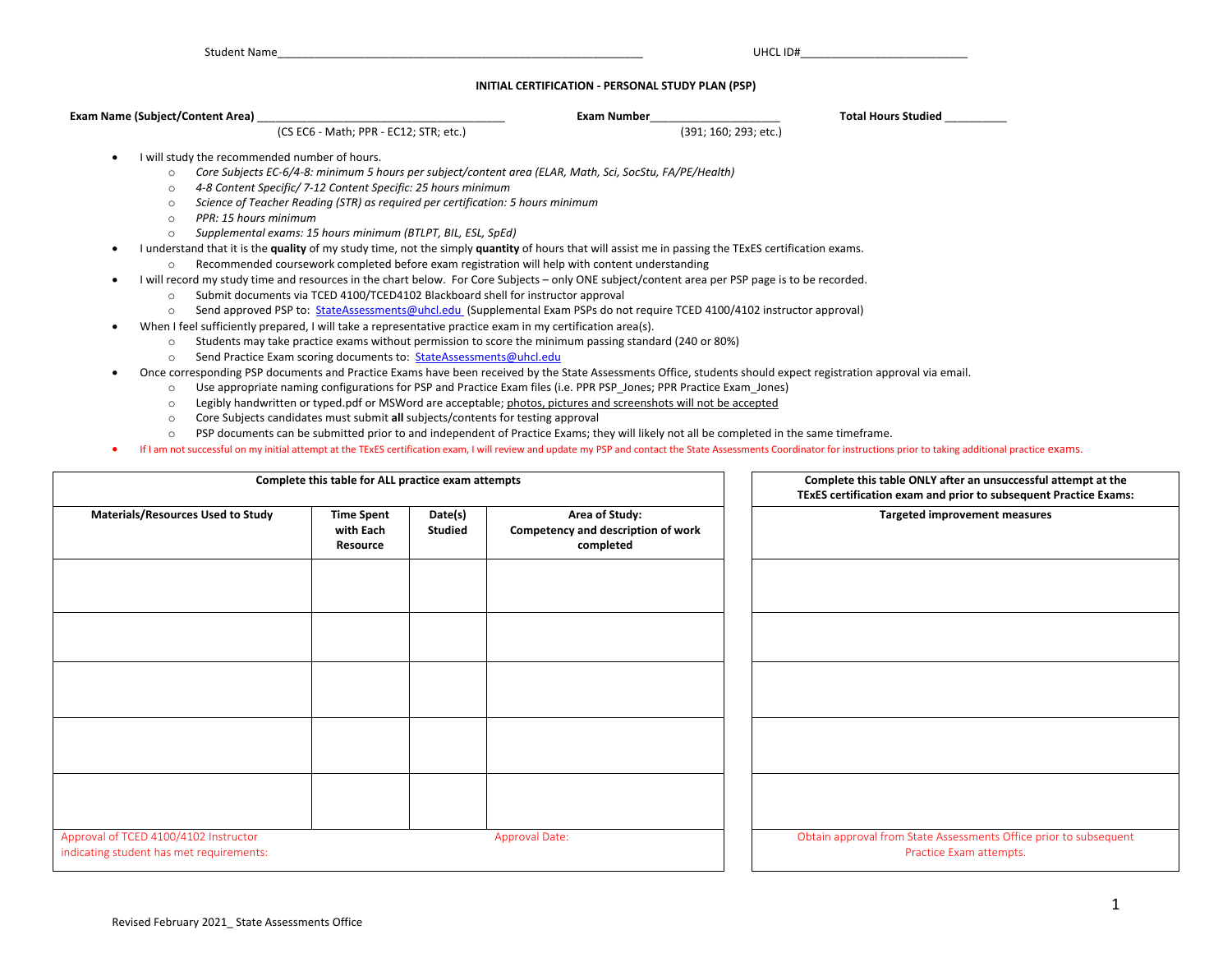Student Name_____________________________________________________________ UHCL ID#___________________________

**INITIAL CERTIFICATION - PERSONAL STUDY PLAN (PSP)**

**Exam Name (Subject/Content Area)** ________________________________________ **Exam Number**_____________________ **Total Hours Studied** __________

(CS EC6 - Math; PPR - EC12; STR; etc.) (391; 160; 293; etc.)

- I will study the recommended number of hours.
    - *Core Subjects EC-6/4-8: minimum 5 hours per subject/content area (ELAR, Math, Sci, SocStu, FA/PE/Health)*
    - *4-8 Content Specific/ 7-12 Content Specific: 25 hours minimum*
    - *Science of Teacher Reading (STR) as required per certification: 5 hours minimum*
    - *PPR: 15 hours minimum*
    - *Supplemental exams: 15 hours minimum (BTLPT, BIL, ESL, SpEd)*
- I understand that it is the **quality** of my study time, not the simply **quantity** of hours that will assist me in passing the TExES certification exams.
    - Recommended coursework completed before exam registration will help with content understanding
- I will record my study time and resources in the chart below. For Core Subjects – only ONE subject/content area per PSP page is to be recorded.
    - Submit documents via TCED 4100/TCED4102 Blackboard shell for instructor approval
    - Send approved PSP to: StateAssessments@uhcl.edu (Supplemental Exam PSPs do not require TCED 4100/4102 instructor approval)
- When I feel sufficiently prepared, I will take a representative practice exam in my certification area(s).
    - Students may take practice exams without permission to score the minimum passing standard (240 or 80%)
    - Send Practice Exam scoring documents to: StateAssessments@uhcl.edu
- Once corresponding PSP documents and Practice Exams have been received by the State Assessments Office, students should expect registration approval via email.
    - Use appropriate naming configurations for PSP and Practice Exam files (i.e. PPR PSP_Jones; PPR Practice Exam_Jones)
    - Legibly handwritten or typed.pdf or MSWord are acceptable; photos, pictures and screenshots will not be accepted
    - Core Subjects candidates must submit **all** subjects/contents for testing approval
    - PSP documents can be submitted prior to and independent of Practice Exams; they will likely not all be completed in the same timeframe.
- If I am not successful on my initial attempt at the TExES certification exam, I will review and update my PSP and contact the State Assessments Coordinator for instructions prior to taking additional practice exams.

| **Complete this table for ALL practice exam attempts** | | | |
|---|---|---|---|
| **Materials/Resources Used to Study** | **Time Spent with Each Resource** | **Date(s) Studied** | **Area of Study: Competency and description of work completed** |
| | | | |
| | | | |
| | | | |
| | | | |
| | | | |
| Approval of TCED 4100/4102 Instructor indicating student has met requirements: | | Approval Date: | |

| **Complete this table ONLY after an unsuccessful attempt at the TExES certification exam and prior to subsequent Practice Exams:** |
|---|
| **Targeted improvement measures** |
| |
| |
| |
| |
| |
| Obtain approval from State Assessments Office prior to subsequent Practice Exam attempts. |

Revised February 2021_ State Assessments Office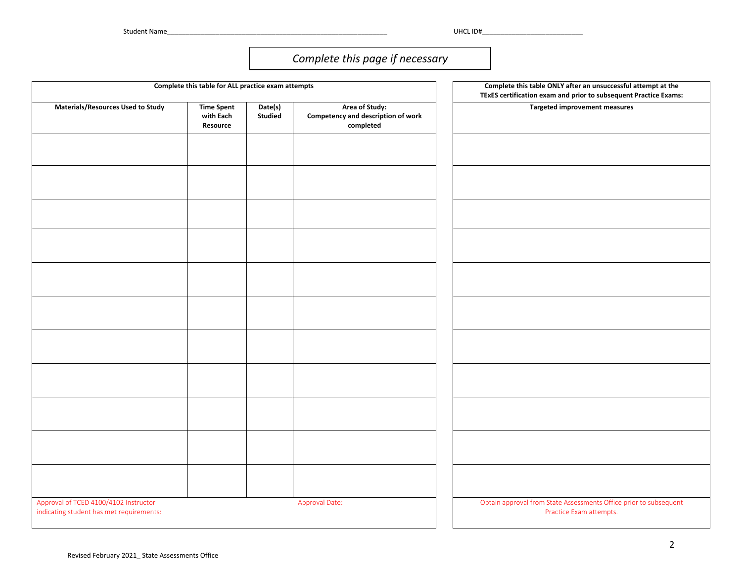Student Name_____________________________________________________________ UHCL ID#___________________________

*Complete this page if necessary*

| Complete this table for ALL practice exam attempts | | | |
|---|---|---|---|
| **Materials/Resources Used to Study** | **Time Spent with Each Resource** | **Date(s) Studied** | **Area of Study: Competency and description of work completed** |
| | | | |
| | | | |
| | | | |
| | | | |
| | | | |
| | | | |
| | | | |
| | | | |
| | | | |
| | | | |
| | | | |
| Approval of TCED 4100/4102 Instructor indicating student has met requirements: | | | Approval Date: |

| Complete this table ONLY after an unsuccessful attempt at the TExES certification exam and prior to subsequent Practice Exams: |
|---|
| **Targeted improvement measures** |
| |
| |
| |
| |
| |
| |
| |
| |
| |
| |
| |
| Obtain approval from State Assessments Office prior to subsequent Practice Exam attempts. |

Revised February 2021_ State Assessments Office